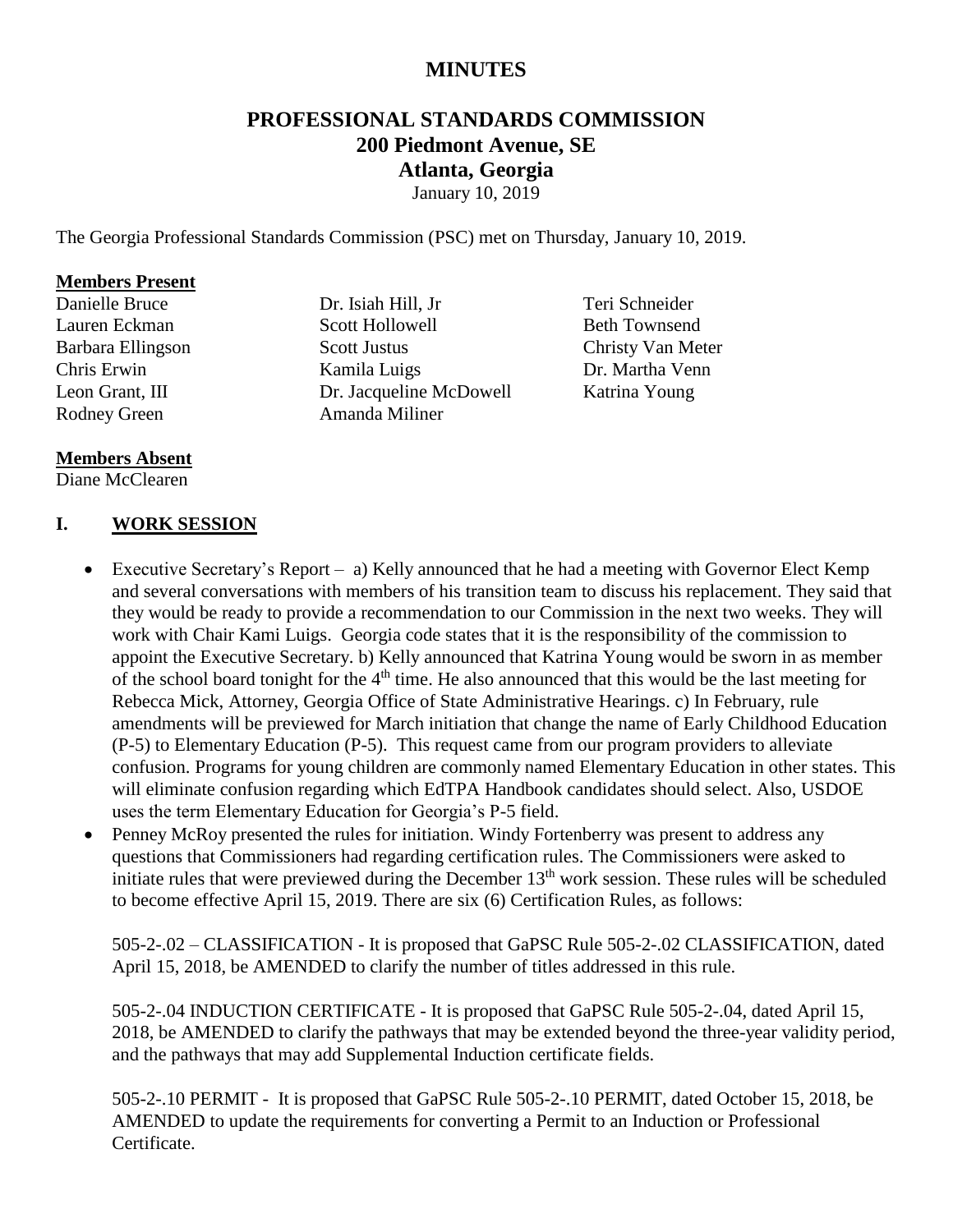# MINUTES

## PROFESSIONAL STANDARDS COMMISSION
## 200 Piedmont Avenue, SE
## Atlanta, Georgia

January 10, 2019

The Georgia Professional Standards Commission (PSC) met on Thursday, January 10, 2019.

**Members Present**

Danielle Bruce
Lauren Eckman
Barbara Ellingson
Chris Erwin
Leon Grant, III
Rodney Green
Dr. Isiah Hill, Jr
Scott Hollowell
Scott Justus
Kamila Luigs
Dr. Jacqueline McDowell
Amanda Miliner
Teri Schneider
Beth Townsend
Christy Van Meter
Dr. Martha Venn
Katrina Young

**Members Absent**

Diane McClearen

## I. WORK SESSION

- Executive Secretary's Report – a) Kelly announced that he had a meeting with Governor Elect Kemp and several conversations with members of his transition team to discuss his replacement. They said that they would be ready to provide a recommendation to our Commission in the next two weeks. They will work with Chair Kami Luigs. Georgia code states that it is the responsibility of the commission to appoint the Executive Secretary. b) Kelly announced that Katrina Young would be sworn in as member of the school board tonight for the 4th time. He also announced that this would be the last meeting for Rebecca Mick, Attorney, Georgia Office of State Administrative Hearings. c) In February, rule amendments will be previewed for March initiation that change the name of Early Childhood Education (P-5) to Elementary Education (P-5). This request came from our program providers to alleviate confusion. Programs for young children are commonly named Elementary Education in other states. This will eliminate confusion regarding which EdTPA Handbook candidates should select. Also, USDOE uses the term Elementary Education for Georgia's P-5 field.
- Penney McRoy presented the rules for initiation. Windy Fortenberry was present to address any questions that Commissioners had regarding certification rules. The Commissioners were asked to initiate rules that were previewed during the December 13th work session. These rules will be scheduled to become effective April 15, 2019. There are six (6) Certification Rules, as follows:

  505-2-.02 – CLASSIFICATION - It is proposed that GaPSC Rule 505-2-.02 CLASSIFICATION, dated April 15, 2018, be AMENDED to clarify the number of titles addressed in this rule.

  505-2-.04 INDUCTION CERTIFICATE - It is proposed that GaPSC Rule 505-2-.04, dated April 15, 2018, be AMENDED to clarify the pathways that may be extended beyond the three-year validity period, and the pathways that may add Supplemental Induction certificate fields.

  505-2-.10 PERMIT - It is proposed that GaPSC Rule 505-2-.10 PERMIT, dated October 15, 2018, be AMENDED to update the requirements for converting a Permit to an Induction or Professional Certificate.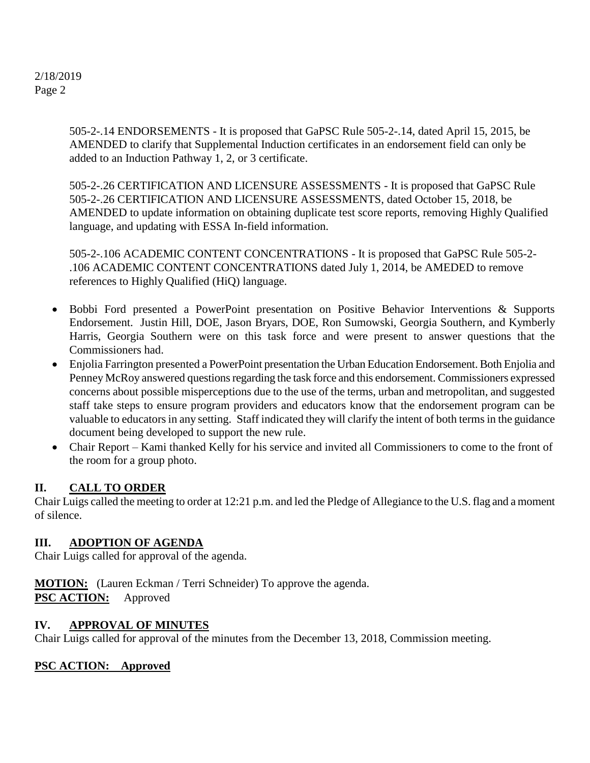505-2-.14 ENDORSEMENTS - It is proposed that GaPSC Rule 505-2-.14, dated April 15, 2015, be AMENDED to clarify that Supplemental Induction certificates in an endorsement field can only be added to an Induction Pathway 1, 2, or 3 certificate.

505-2-.26 CERTIFICATION AND LICENSURE ASSESSMENTS - It is proposed that GaPSC Rule 505-2-.26 CERTIFICATION AND LICENSURE ASSESSMENTS, dated October 15, 2018, be AMENDED to update information on obtaining duplicate test score reports, removing Highly Qualified language, and updating with ESSA In-field information.

505-2-.106 ACADEMIC CONTENT CONCENTRATIONS - It is proposed that GaPSC Rule 505-2-.106 ACADEMIC CONTENT CONCENTRATIONS dated July 1, 2014, be AMEDED to remove references to Highly Qualified (HiQ) language.

- Bobbi Ford presented a PowerPoint presentation on Positive Behavior Interventions & Supports Endorsement. Justin Hill, DOE, Jason Bryars, DOE, Ron Sumowski, Georgia Southern, and Kymberly Harris, Georgia Southern were on this task force and were present to answer questions that the Commissioners had.
- Enjolia Farrington presented a PowerPoint presentation the Urban Education Endorsement. Both Enjolia and Penney McRoy answered questions regarding the task force and this endorsement. Commissioners expressed concerns about possible misperceptions due to the use of the terms, urban and metropolitan, and suggested staff take steps to ensure program providers and educators know that the endorsement program can be valuable to educators in any setting. Staff indicated they will clarify the intent of both terms in the guidance document being developed to support the new rule.
- Chair Report – Kami thanked Kelly for his service and invited all Commissioners to come to the front of the room for a group photo.

## II. CALL TO ORDER

Chair Luigs called the meeting to order at 12:21 p.m. and led the Pledge of Allegiance to the U.S. flag and a moment of silence.

## III. ADOPTION OF AGENDA

Chair Luigs called for approval of the agenda.

**MOTION:** (Lauren Eckman / Terri Schneider) To approve the agenda.
**PSC ACTION:** Approved

## IV. APPROVAL OF MINUTES

Chair Luigs called for approval of the minutes from the December 13, 2018, Commission meeting.

**PSC ACTION: Approved**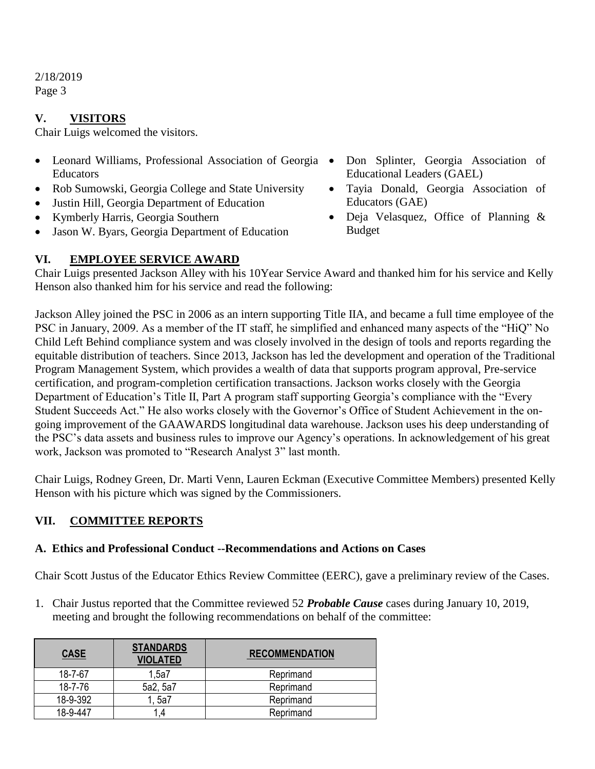2/18/2019
Page 3

## V. VISITORS

Chair Luigs welcomed the visitors.

- Leonard Williams, Professional Association of Georgia Educators
- Rob Sumowski, Georgia College and State University
- Justin Hill, Georgia Department of Education
- Kymberly Harris, Georgia Southern
- Jason W. Byars, Georgia Department of Education
- Don Splinter, Georgia Association of Educational Leaders (GAEL)
- Tayia Donald, Georgia Association of Educators (GAE)
- Deja Velasquez, Office of Planning & Budget

## VI. EMPLOYEE SERVICE AWARD

Chair Luigs presented Jackson Alley with his 10Year Service Award and thanked him for his service and Kelly Henson also thanked him for his service and read the following:

Jackson Alley joined the PSC in 2006 as an intern supporting Title IIA, and became a full time employee of the PSC in January, 2009. As a member of the IT staff, he simplified and enhanced many aspects of the "HiQ" No Child Left Behind compliance system and was closely involved in the design of tools and reports regarding the equitable distribution of teachers. Since 2013, Jackson has led the development and operation of the Traditional Program Management System, which provides a wealth of data that supports program approval, Pre-service certification, and program-completion certification transactions. Jackson works closely with the Georgia Department of Education's Title II, Part A program staff supporting Georgia's compliance with the "Every Student Succeeds Act." He also works closely with the Governor's Office of Student Achievement in the on-going improvement of the GAAWARDS longitudinal data warehouse. Jackson uses his deep understanding of the PSC's data assets and business rules to improve our Agency's operations. In acknowledgement of his great work, Jackson was promoted to "Research Analyst 3" last month.

Chair Luigs, Rodney Green, Dr. Marti Venn, Lauren Eckman (Executive Committee Members) presented Kelly Henson with his picture which was signed by the Commissioners.

## VII. COMMITTEE REPORTS

### A. Ethics and Professional Conduct --Recommendations and Actions on Cases

Chair Scott Justus of the Educator Ethics Review Committee (EERC), gave a preliminary review of the Cases.

1. Chair Justus reported that the Committee reviewed 52 ***Probable Cause*** cases during January 10, 2019, meeting and brought the following recommendations on behalf of the committee:

| CASE | STANDARDS VIOLATED | RECOMMENDATION |
|---|---|---|
| 18-7-67 | 1,5a7 | Reprimand |
| 18-7-76 | 5a2, 5a7 | Reprimand |
| 18-9-392 | 1, 5a7 | Reprimand |
| 18-9-447 | 1,4 | Reprimand |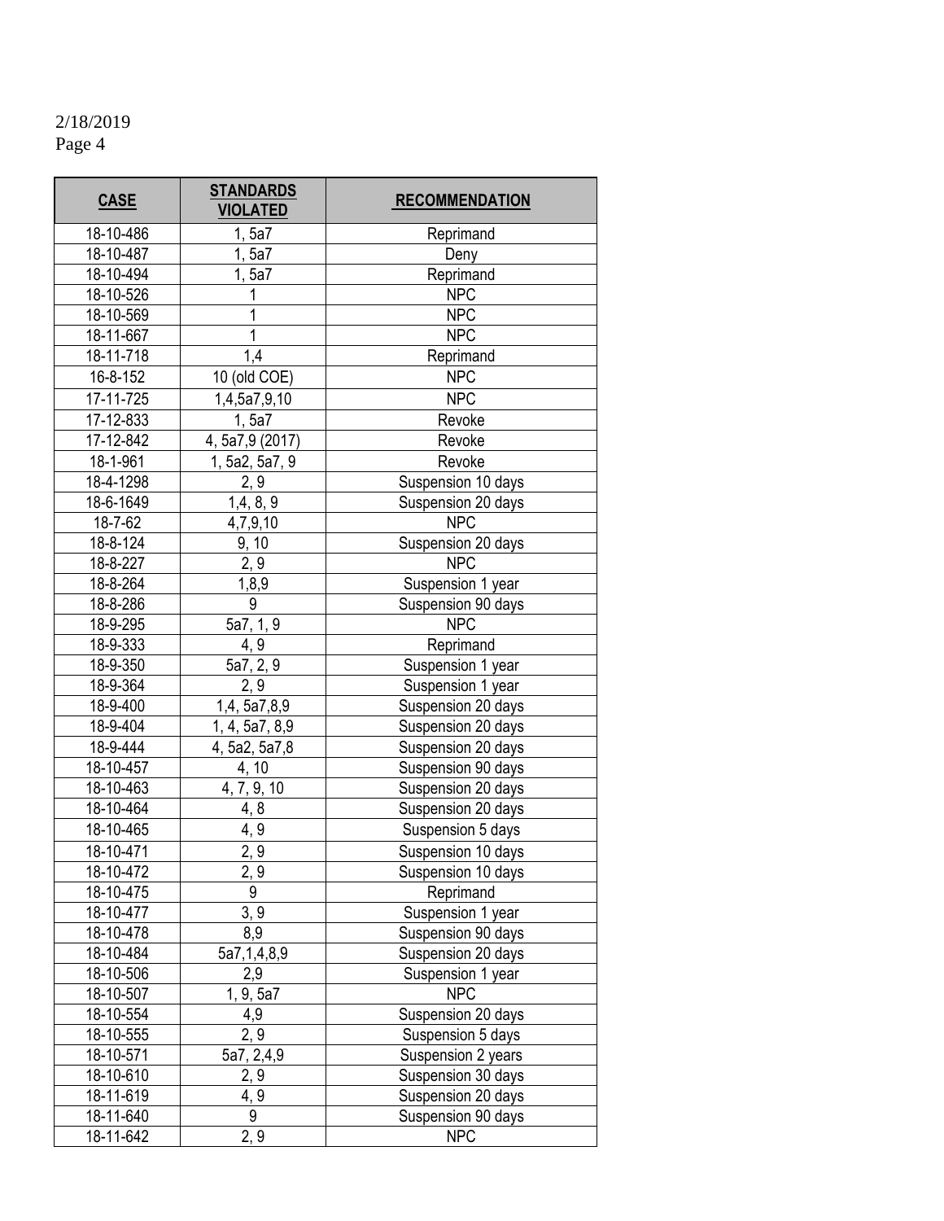| CASE | STANDARDS VIOLATED | RECOMMENDATION |
|---|---|---|
| 18-10-486 | 1, 5a7 | Reprimand |
| 18-10-487 | 1, 5a7 | Deny |
| 18-10-494 | 1, 5a7 | Reprimand |
| 18-10-526 | 1 | NPC |
| 18-10-569 | 1 | NPC |
| 18-11-667 | 1 | NPC |
| 18-11-718 | 1,4 | Reprimand |
| 16-8-152 | 10 (old COE) | NPC |
| 17-11-725 | 1,4,5a7,9,10 | NPC |
| 17-12-833 | 1, 5a7 | Revoke |
| 17-12-842 | 4, 5a7,9 (2017) | Revoke |
| 18-1-961 | 1, 5a2, 5a7, 9 | Revoke |
| 18-4-1298 | 2, 9 | Suspension 10 days |
| 18-6-1649 | 1,4, 8, 9 | Suspension 20 days |
| 18-7-62 | 4,7,9,10 | NPC |
| 18-8-124 | 9, 10 | Suspension 20 days |
| 18-8-227 | 2, 9 | NPC |
| 18-8-264 | 1,8,9 | Suspension 1 year |
| 18-8-286 | 9 | Suspension 90 days |
| 18-9-295 | 5a7, 1, 9 | NPC |
| 18-9-333 | 4, 9 | Reprimand |
| 18-9-350 | 5a7, 2, 9 | Suspension 1 year |
| 18-9-364 | 2, 9 | Suspension 1 year |
| 18-9-400 | 1,4, 5a7,8,9 | Suspension 20 days |
| 18-9-404 | 1, 4, 5a7, 8,9 | Suspension 20 days |
| 18-9-444 | 4, 5a2, 5a7,8 | Suspension 20 days |
| 18-10-457 | 4, 10 | Suspension 90 days |
| 18-10-463 | 4, 7, 9, 10 | Suspension 20 days |
| 18-10-464 | 4, 8 | Suspension 20 days |
| 18-10-465 | 4, 9 | Suspension 5 days |
| 18-10-471 | 2, 9 | Suspension 10 days |
| 18-10-472 | 2, 9 | Suspension 10 days |
| 18-10-475 | 9 | Reprimand |
| 18-10-477 | 3, 9 | Suspension 1 year |
| 18-10-478 | 8,9 | Suspension 90 days |
| 18-10-484 | 5a7,1,4,8,9 | Suspension 20 days |
| 18-10-506 | 2,9 | Suspension 1 year |
| 18-10-507 | 1, 9, 5a7 | NPC |
| 18-10-554 | 4,9 | Suspension 20 days |
| 18-10-555 | 2, 9 | Suspension 5 days |
| 18-10-571 | 5a7, 2,4,9 | Suspension 2 years |
| 18-10-610 | 2, 9 | Suspension 30 days |
| 18-11-619 | 4, 9 | Suspension 20 days |
| 18-11-640 | 9 | Suspension 90 days |
| 18-11-642 | 2, 9 | NPC |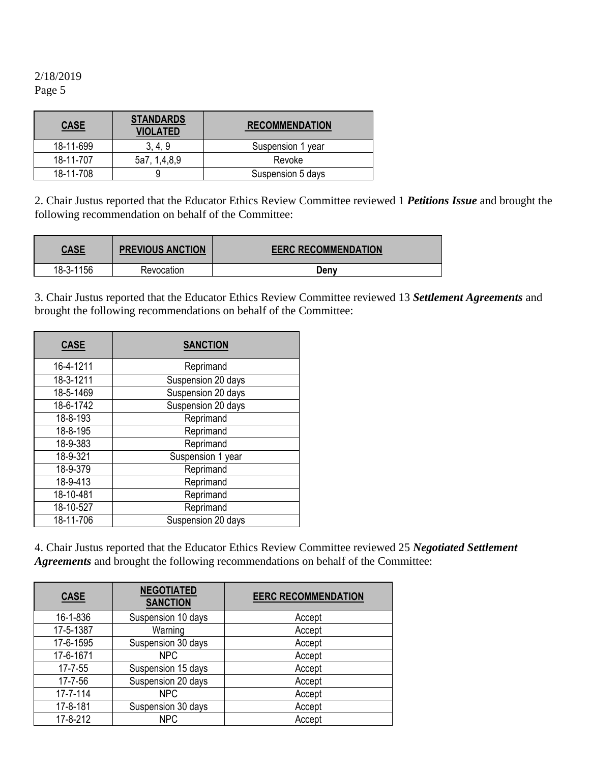| CASE | STANDARDS VIOLATED | RECOMMENDATION |
|---|---|---|
| 18-11-699 | 3, 4, 9 | Suspension 1 year |
| 18-11-707 | 5a7, 1,4,8,9 | Revoke |
| 18-11-708 | 9 | Suspension 5 days |

2. Chair Justus reported that the Educator Ethics Review Committee reviewed 1 ***Petitions Issue*** and brought the following recommendation on behalf of the Committee:

| CASE | PREVIOUS ANCTION | EERC RECOMMENDATION |
|---|---|---|
| 18-3-1156 | Revocation | **Deny** |

3. Chair Justus reported that the Educator Ethics Review Committee reviewed 13 ***Settlement Agreements*** and brought the following recommendations on behalf of the Committee:

| CASE | SANCTION |
|---|---|
| 16-4-1211 | Reprimand |
| 18-3-1211 | Suspension 20 days |
| 18-5-1469 | Suspension 20 days |
| 18-6-1742 | Suspension 20 days |
| 18-8-193 | Reprimand |
| 18-8-195 | Reprimand |
| 18-9-383 | Reprimand |
| 18-9-321 | Suspension 1 year |
| 18-9-379 | Reprimand |
| 18-9-413 | Reprimand |
| 18-10-481 | Reprimand |
| 18-10-527 | Reprimand |
| 18-11-706 | Suspension 20 days |

4. Chair Justus reported that the Educator Ethics Review Committee reviewed 25 ***Negotiated Settlement Agreements*** and brought the following recommendations on behalf of the Committee:

| CASE | NEGOTIATED SANCTION | EERC RECOMMENDATION |
|---|---|---|
| 16-1-836 | Suspension 10 days | Accept |
| 17-5-1387 | Warning | Accept |
| 17-6-1595 | Suspension 30 days | Accept |
| 17-6-1671 | NPC | Accept |
| 17-7-55 | Suspension 15 days | Accept |
| 17-7-56 | Suspension 20 days | Accept |
| 17-7-114 | NPC | Accept |
| 17-8-181 | Suspension 30 days | Accept |
| 17-8-212 | NPC | Accept |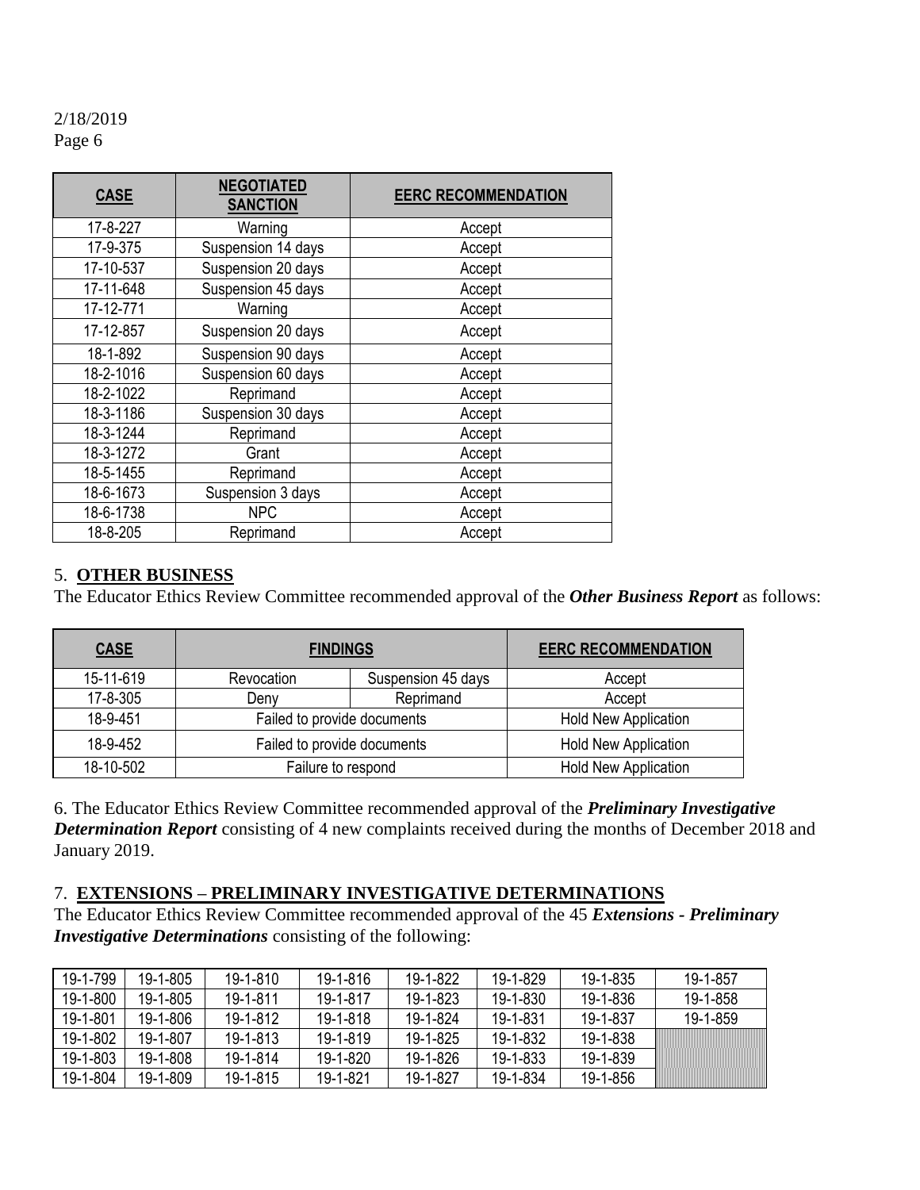2/18/2019

| CASE | NEGOTIATED SANCTION | EERC RECOMMENDATION |
|---|---|---|
| 17-8-227 | Warning | Accept |
| 17-9-375 | Suspension 14 days | Accept |
| 17-10-537 | Suspension 20 days | Accept |
| 17-11-648 | Suspension 45 days | Accept |
| 17-12-771 | Warning | Accept |
| 17-12-857 | Suspension 20 days | Accept |
| 18-1-892 | Suspension 90 days | Accept |
| 18-2-1016 | Suspension 60 days | Accept |
| 18-2-1022 | Reprimand | Accept |
| 18-3-1186 | Suspension 30 days | Accept |
| 18-3-1244 | Reprimand | Accept |
| 18-3-1272 | Grant | Accept |
| 18-5-1455 | Reprimand | Accept |
| 18-6-1673 | Suspension 3 days | Accept |
| 18-6-1738 | NPC | Accept |
| 18-8-205 | Reprimand | Accept |

5. **OTHER BUSINESS**

The Educator Ethics Review Committee recommended approval of the ***Other Business Report*** as follows:

| CASE | FINDINGS | | EERC RECOMMENDATION |
|---|---|---|---|
| 15-11-619 | Revocation | Suspension 45 days | Accept |
| 17-8-305 | Deny | Reprimand | Accept |
| 18-9-451 | Failed to provide documents | | Hold New Application |
| 18-9-452 | Failed to provide documents | | Hold New Application |
| 18-10-502 | Failure to respond | | Hold New Application |

6. The Educator Ethics Review Committee recommended approval of the ***Preliminary Investigative Determination Report*** consisting of 4 new complaints received during the months of December 2018 and January 2019.

7. **EXTENSIONS – PRELIMINARY INVESTIGATIVE DETERMINATIONS**

The Educator Ethics Review Committee recommended approval of the 45 ***Extensions - Preliminary Investigative Determinations*** consisting of the following:

| | | | | | | | |
|---|---|---|---|---|---|---|---|
| 19-1-799 | 19-1-805 | 19-1-810 | 19-1-816 | 19-1-822 | 19-1-829 | 19-1-835 | 19-1-857 |
| 19-1-800 | 19-1-805 | 19-1-811 | 19-1-817 | 19-1-823 | 19-1-830 | 19-1-836 | 19-1-858 |
| 19-1-801 | 19-1-806 | 19-1-812 | 19-1-818 | 19-1-824 | 19-1-831 | 19-1-837 | 19-1-859 |
| 19-1-802 | 19-1-807 | 19-1-813 | 19-1-819 | 19-1-825 | 19-1-832 | 19-1-838 | |
| 19-1-803 | 19-1-808 | 19-1-814 | 19-1-820 | 19-1-826 | 19-1-833 | 19-1-839 | |
| 19-1-804 | 19-1-809 | 19-1-815 | 19-1-821 | 19-1-827 | 19-1-834 | 19-1-856 | |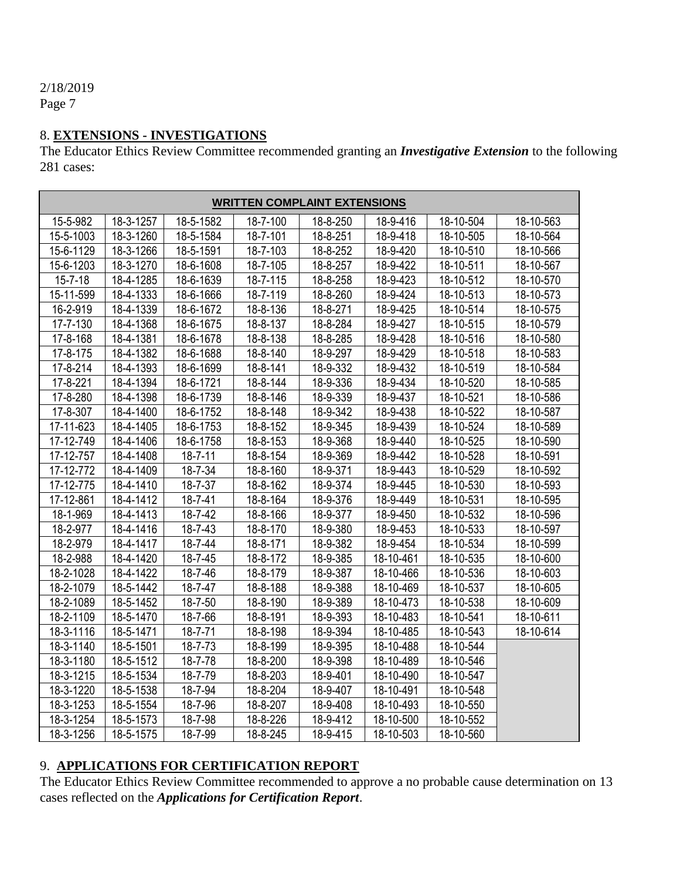2/18/2019
Page 7

## 8. **EXTENSIONS - INVESTIGATIONS**

The Educator Ethics Review Committee recommended granting an ***Investigative Extension*** to the following 281 cases:

| **WRITTEN COMPLAINT EXTENSIONS** | | | | | | | |
|---|---|---|---|---|---|---|---|
| 15-5-982 | 18-3-1257 | 18-5-1582 | 18-7-100 | 18-8-250 | 18-9-416 | 18-10-504 | 18-10-563 |
| 15-5-1003 | 18-3-1260 | 18-5-1584 | 18-7-101 | 18-8-251 | 18-9-418 | 18-10-505 | 18-10-564 |
| 15-6-1129 | 18-3-1266 | 18-5-1591 | 18-7-103 | 18-8-252 | 18-9-420 | 18-10-510 | 18-10-566 |
| 15-6-1203 | 18-3-1270 | 18-6-1608 | 18-7-105 | 18-8-257 | 18-9-422 | 18-10-511 | 18-10-567 |
| 15-7-18 | 18-4-1285 | 18-6-1639 | 18-7-115 | 18-8-258 | 18-9-423 | 18-10-512 | 18-10-570 |
| 15-11-599 | 18-4-1333 | 18-6-1666 | 18-7-119 | 18-8-260 | 18-9-424 | 18-10-513 | 18-10-573 |
| 16-2-919 | 18-4-1339 | 18-6-1672 | 18-8-136 | 18-8-271 | 18-9-425 | 18-10-514 | 18-10-575 |
| 17-7-130 | 18-4-1368 | 18-6-1675 | 18-8-137 | 18-8-284 | 18-9-427 | 18-10-515 | 18-10-579 |
| 17-8-168 | 18-4-1381 | 18-6-1678 | 18-8-138 | 18-8-285 | 18-9-428 | 18-10-516 | 18-10-580 |
| 17-8-175 | 18-4-1382 | 18-6-1688 | 18-8-140 | 18-9-297 | 18-9-429 | 18-10-518 | 18-10-583 |
| 17-8-214 | 18-4-1393 | 18-6-1699 | 18-8-141 | 18-9-332 | 18-9-432 | 18-10-519 | 18-10-584 |
| 17-8-221 | 18-4-1394 | 18-6-1721 | 18-8-144 | 18-9-336 | 18-9-434 | 18-10-520 | 18-10-585 |
| 17-8-280 | 18-4-1398 | 18-6-1739 | 18-8-146 | 18-9-339 | 18-9-437 | 18-10-521 | 18-10-586 |
| 17-8-307 | 18-4-1400 | 18-6-1752 | 18-8-148 | 18-9-342 | 18-9-438 | 18-10-522 | 18-10-587 |
| 17-11-623 | 18-4-1405 | 18-6-1753 | 18-8-152 | 18-9-345 | 18-9-439 | 18-10-524 | 18-10-589 |
| 17-12-749 | 18-4-1406 | 18-6-1758 | 18-8-153 | 18-9-368 | 18-9-440 | 18-10-525 | 18-10-590 |
| 17-12-757 | 18-4-1408 | 18-7-11 | 18-8-154 | 18-9-369 | 18-9-442 | 18-10-528 | 18-10-591 |
| 17-12-772 | 18-4-1409 | 18-7-34 | 18-8-160 | 18-9-371 | 18-9-443 | 18-10-529 | 18-10-592 |
| 17-12-775 | 18-4-1410 | 18-7-37 | 18-8-162 | 18-9-374 | 18-9-445 | 18-10-530 | 18-10-593 |
| 17-12-861 | 18-4-1412 | 18-7-41 | 18-8-164 | 18-9-376 | 18-9-449 | 18-10-531 | 18-10-595 |
| 18-1-969 | 18-4-1413 | 18-7-42 | 18-8-166 | 18-9-377 | 18-9-450 | 18-10-532 | 18-10-596 |
| 18-2-977 | 18-4-1416 | 18-7-43 | 18-8-170 | 18-9-380 | 18-9-453 | 18-10-533 | 18-10-597 |
| 18-2-979 | 18-4-1417 | 18-7-44 | 18-8-171 | 18-9-382 | 18-9-454 | 18-10-534 | 18-10-599 |
| 18-2-988 | 18-4-1420 | 18-7-45 | 18-8-172 | 18-9-385 | 18-10-461 | 18-10-535 | 18-10-600 |
| 18-2-1028 | 18-4-1422 | 18-7-46 | 18-8-179 | 18-9-387 | 18-10-466 | 18-10-536 | 18-10-603 |
| 18-2-1079 | 18-5-1442 | 18-7-47 | 18-8-188 | 18-9-388 | 18-10-469 | 18-10-537 | 18-10-605 |
| 18-2-1089 | 18-5-1452 | 18-7-50 | 18-8-190 | 18-9-389 | 18-10-473 | 18-10-538 | 18-10-609 |
| 18-2-1109 | 18-5-1470 | 18-7-66 | 18-8-191 | 18-9-393 | 18-10-483 | 18-10-541 | 18-10-611 |
| 18-3-1116 | 18-5-1471 | 18-7-71 | 18-8-198 | 18-9-394 | 18-10-485 | 18-10-543 | 18-10-614 |
| 18-3-1140 | 18-5-1501 | 18-7-73 | 18-8-199 | 18-9-395 | 18-10-488 | 18-10-544 | |
| 18-3-1180 | 18-5-1512 | 18-7-78 | 18-8-200 | 18-9-398 | 18-10-489 | 18-10-546 | |
| 18-3-1215 | 18-5-1534 | 18-7-79 | 18-8-203 | 18-9-401 | 18-10-490 | 18-10-547 | |
| 18-3-1220 | 18-5-1538 | 18-7-94 | 18-8-204 | 18-9-407 | 18-10-491 | 18-10-548 | |
| 18-3-1253 | 18-5-1554 | 18-7-96 | 18-8-207 | 18-9-408 | 18-10-493 | 18-10-550 | |
| 18-3-1254 | 18-5-1573 | 18-7-98 | 18-8-226 | 18-9-412 | 18-10-500 | 18-10-552 | |
| 18-3-1256 | 18-5-1575 | 18-7-99 | 18-8-245 | 18-9-415 | 18-10-503 | 18-10-560 | |

## 9. **APPLICATIONS FOR CERTIFICATION REPORT**

The Educator Ethics Review Committee recommended to approve a no probable cause determination on 13 cases reflected on the ***Applications for Certification Report***.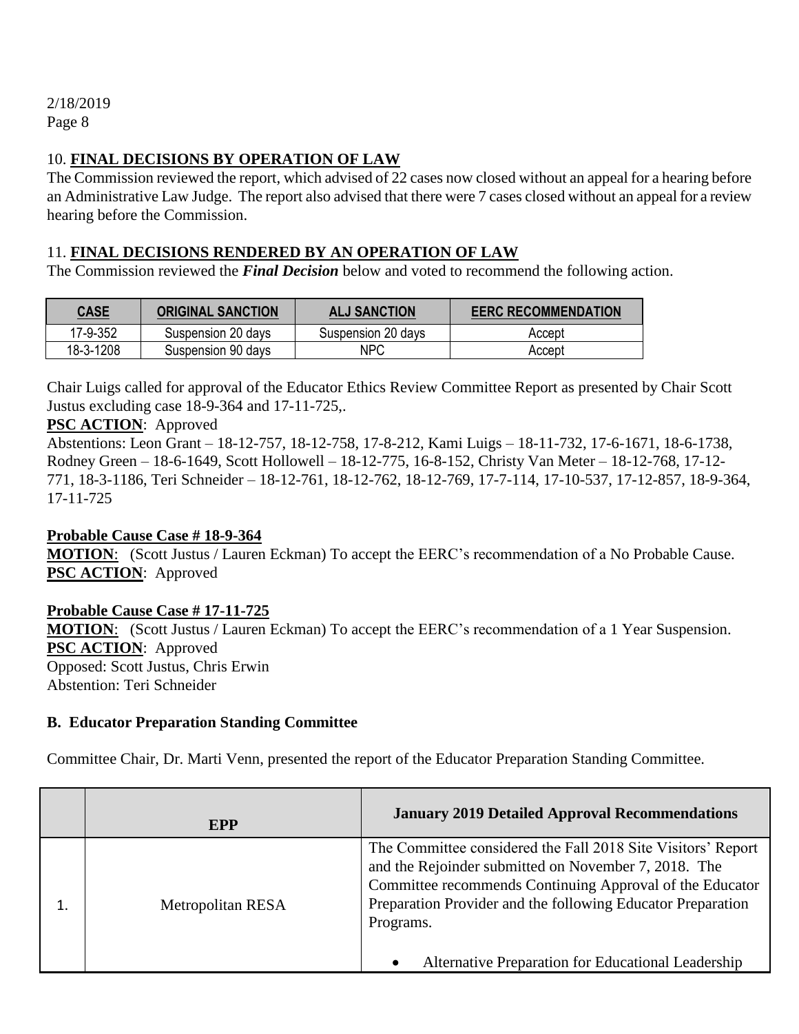2/18/2019
Page 8

## 10. **FINAL DECISIONS BY OPERATION OF LAW**

The Commission reviewed the report, which advised of 22 cases now closed without an appeal for a hearing before an Administrative Law Judge. The report also advised that there were 7 cases closed without an appeal for a review hearing before the Commission.

## 11. **FINAL DECISIONS RENDERED BY AN OPERATION OF LAW**

The Commission reviewed the ***Final Decision*** below and voted to recommend the following action.

| CASE | ORIGINAL SANCTION | ALJ SANCTION | EERC RECOMMENDATION |
|---|---|---|---|
| 17-9-352 | Suspension 20 days | Suspension 20 days | Accept |
| 18-3-1208 | Suspension 90 days | NPC | Accept |

Chair Luigs called for approval of the Educator Ethics Review Committee Report as presented by Chair Scott Justus excluding case 18-9-364 and 17-11-725,.

**PSC ACTION**: Approved

Abstentions: Leon Grant – 18-12-757, 18-12-758, 17-8-212, Kami Luigs – 18-11-732, 17-6-1671, 18-6-1738, Rodney Green – 18-6-1649, Scott Hollowell – 18-12-775, 16-8-152, Christy Van Meter – 18-12-768, 17-12-771, 18-3-1186, Teri Schneider – 18-12-761, 18-12-762, 18-12-769, 17-7-114, 17-10-537, 17-12-857, 18-9-364, 17-11-725

**Probable Cause Case # 18-9-364**

**MOTION**: (Scott Justus / Lauren Eckman) To accept the EERC's recommendation of a No Probable Cause.
**PSC ACTION**: Approved

**Probable Cause Case # 17-11-725**

**MOTION**: (Scott Justus / Lauren Eckman) To accept the EERC's recommendation of a 1 Year Suspension.
**PSC ACTION**: Approved
Opposed: Scott Justus, Chris Erwin
Abstention: Teri Schneider

### B. Educator Preparation Standing Committee

Committee Chair, Dr. Marti Venn, presented the report of the Educator Preparation Standing Committee.

| | EPP | January 2019 Detailed Approval Recommendations |
|---|---|---|
| 1. | Metropolitan RESA | The Committee considered the Fall 2018 Site Visitors' Report and the Rejoinder submitted on November 7, 2018. The Committee recommends Continuing Approval of the Educator Preparation Provider and the following Educator Preparation Programs.<br><br>• Alternative Preparation for Educational Leadership |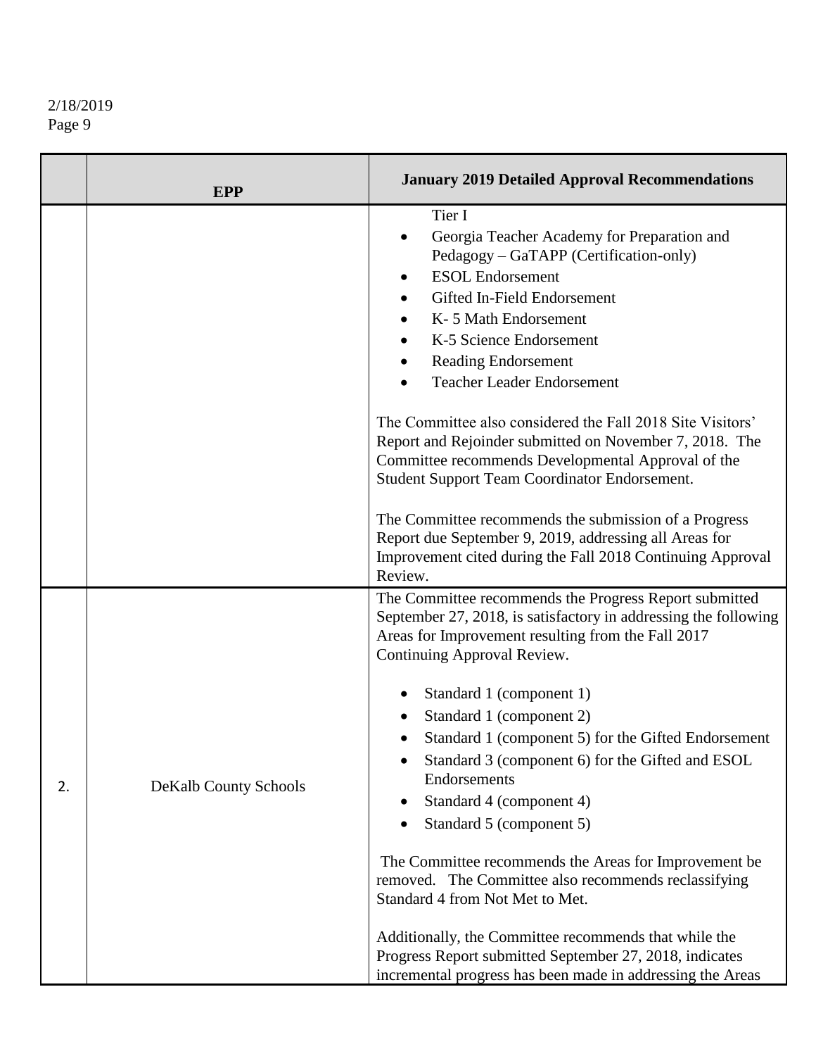| | EPP | January 2019 Detailed Approval Recommendations |
|---|---|---|
| | | Tier I<br>• Georgia Teacher Academy for Preparation and Pedagogy – GaTAPP (Certification-only)<br>• ESOL Endorsement<br>• Gifted In-Field Endorsement<br>• K- 5 Math Endorsement<br>• K-5 Science Endorsement<br>• Reading Endorsement<br>• Teacher Leader Endorsement<br><br>The Committee also considered the Fall 2018 Site Visitors' Report and Rejoinder submitted on November 7, 2018. The Committee recommends Developmental Approval of the Student Support Team Coordinator Endorsement.<br><br>The Committee recommends the submission of a Progress Report due September 9, 2019, addressing all Areas for Improvement cited during the Fall 2018 Continuing Approval Review. |
| 2. | DeKalb County Schools | The Committee recommends the Progress Report submitted September 27, 2018, is satisfactory in addressing the following Areas for Improvement resulting from the Fall 2017 Continuing Approval Review.<br><br>• Standard 1 (component 1)<br>• Standard 1 (component 2)<br>• Standard 1 (component 5) for the Gifted Endorsement<br>• Standard 3 (component 6) for the Gifted and ESOL Endorsements<br>• Standard 4 (component 4)<br>• Standard 5 (component 5)<br><br>The Committee recommends the Areas for Improvement be removed. The Committee also recommends reclassifying Standard 4 from Not Met to Met.<br><br>Additionally, the Committee recommends that while the Progress Report submitted September 27, 2018, indicates incremental progress has been made in addressing the Areas |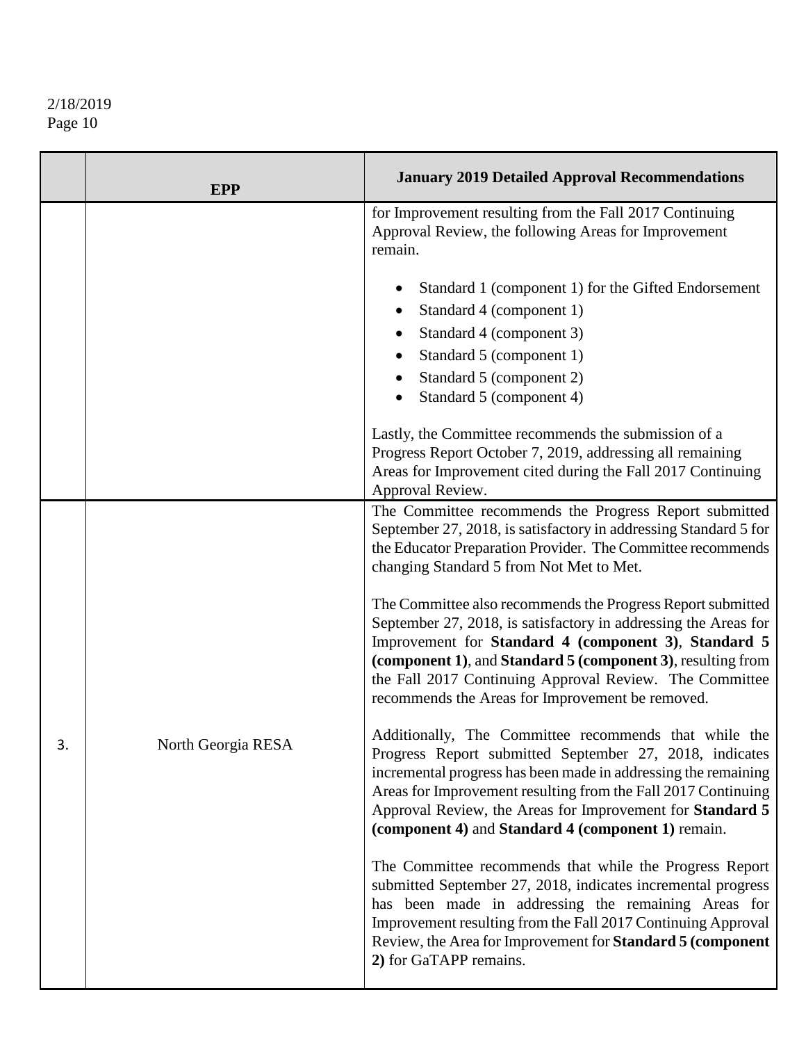| | EPP | January 2019 Detailed Approval Recommendations |
|---|---|---|
| | | for Improvement resulting from the Fall 2017 Continuing Approval Review, the following Areas for Improvement remain.<br><br>• Standard 1 (component 1) for the Gifted Endorsement<br>• Standard 4 (component 1)<br>• Standard 4 (component 3)<br>• Standard 5 (component 1)<br>• Standard 5 (component 2)<br>• Standard 5 (component 4)<br><br>Lastly, the Committee recommends the submission of a Progress Report October 7, 2019, addressing all remaining Areas for Improvement cited during the Fall 2017 Continuing Approval Review. |
| 3. | North Georgia RESA | The Committee recommends the Progress Report submitted September 27, 2018, is satisfactory in addressing Standard 5 for the Educator Preparation Provider. The Committee recommends changing Standard 5 from Not Met to Met.<br><br>The Committee also recommends the Progress Report submitted September 27, 2018, is satisfactory in addressing the Areas for Improvement for **Standard 4 (component 3)**, **Standard 5 (component 1)**, and **Standard 5 (component 3)**, resulting from the Fall 2017 Continuing Approval Review. The Committee recommends the Areas for Improvement be removed.<br><br>Additionally, The Committee recommends that while the Progress Report submitted September 27, 2018, indicates incremental progress has been made in addressing the remaining Areas for Improvement resulting from the Fall 2017 Continuing Approval Review, the Areas for Improvement for **Standard 5 (component 4)** and **Standard 4 (component 1)** remain.<br><br>The Committee recommends that while the Progress Report submitted September 27, 2018, indicates incremental progress has been made in addressing the remaining Areas for Improvement resulting from the Fall 2017 Continuing Approval Review, the Area for Improvement for **Standard 5 (component 2)** for GaTAPP remains. |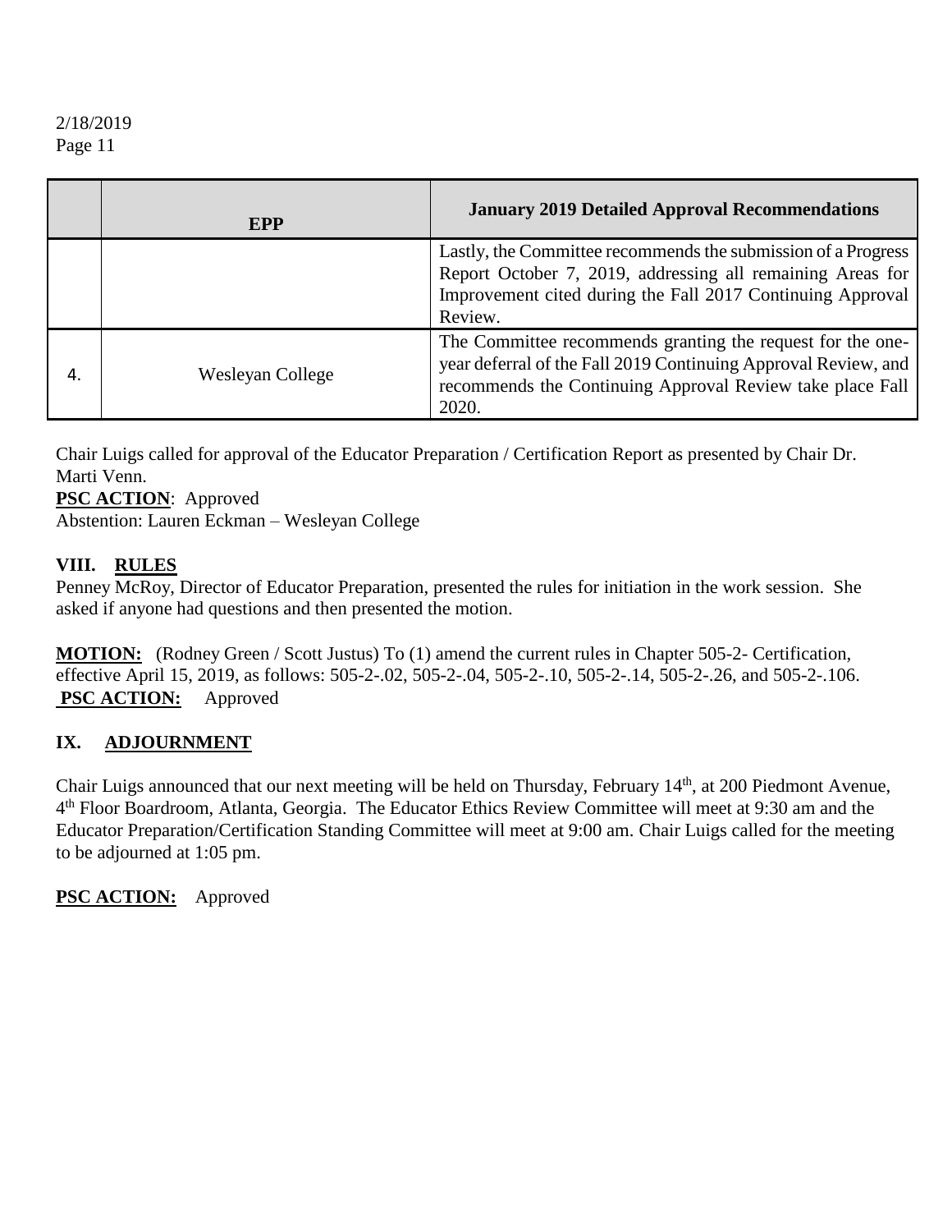| | EPP | January 2019 Detailed Approval Recommendations |
|---|---|---|
| | | Lastly, the Committee recommends the submission of a Progress Report October 7, 2019, addressing all remaining Areas for Improvement cited during the Fall 2017 Continuing Approval Review. |
| 4. | Wesleyan College | The Committee recommends granting the request for the one-year deferral of the Fall 2019 Continuing Approval Review, and recommends the Continuing Approval Review take place Fall 2020. |

Chair Luigs called for approval of the Educator Preparation / Certification Report as presented by Chair Dr. Marti Venn.

**PSC ACTION**: Approved

Abstention: Lauren Eckman – Wesleyan College

## VIII. RULES

Penney McRoy, Director of Educator Preparation, presented the rules for initiation in the work session. She asked if anyone had questions and then presented the motion.

**MOTION:** (Rodney Green / Scott Justus) To (1) amend the current rules in Chapter 505-2- Certification, effective April 15, 2019, as follows: 505-2-.02, 505-2-.04, 505-2-.10, 505-2-.14, 505-2-.26, and 505-2-.106.

**PSC ACTION:** Approved

## IX. ADJOURNMENT

Chair Luigs announced that our next meeting will be held on Thursday, February 14th, at 200 Piedmont Avenue, 4th Floor Boardroom, Atlanta, Georgia. The Educator Ethics Review Committee will meet at 9:30 am and the Educator Preparation/Certification Standing Committee will meet at 9:00 am. Chair Luigs called for the meeting to be adjourned at 1:05 pm.

**PSC ACTION:** Approved